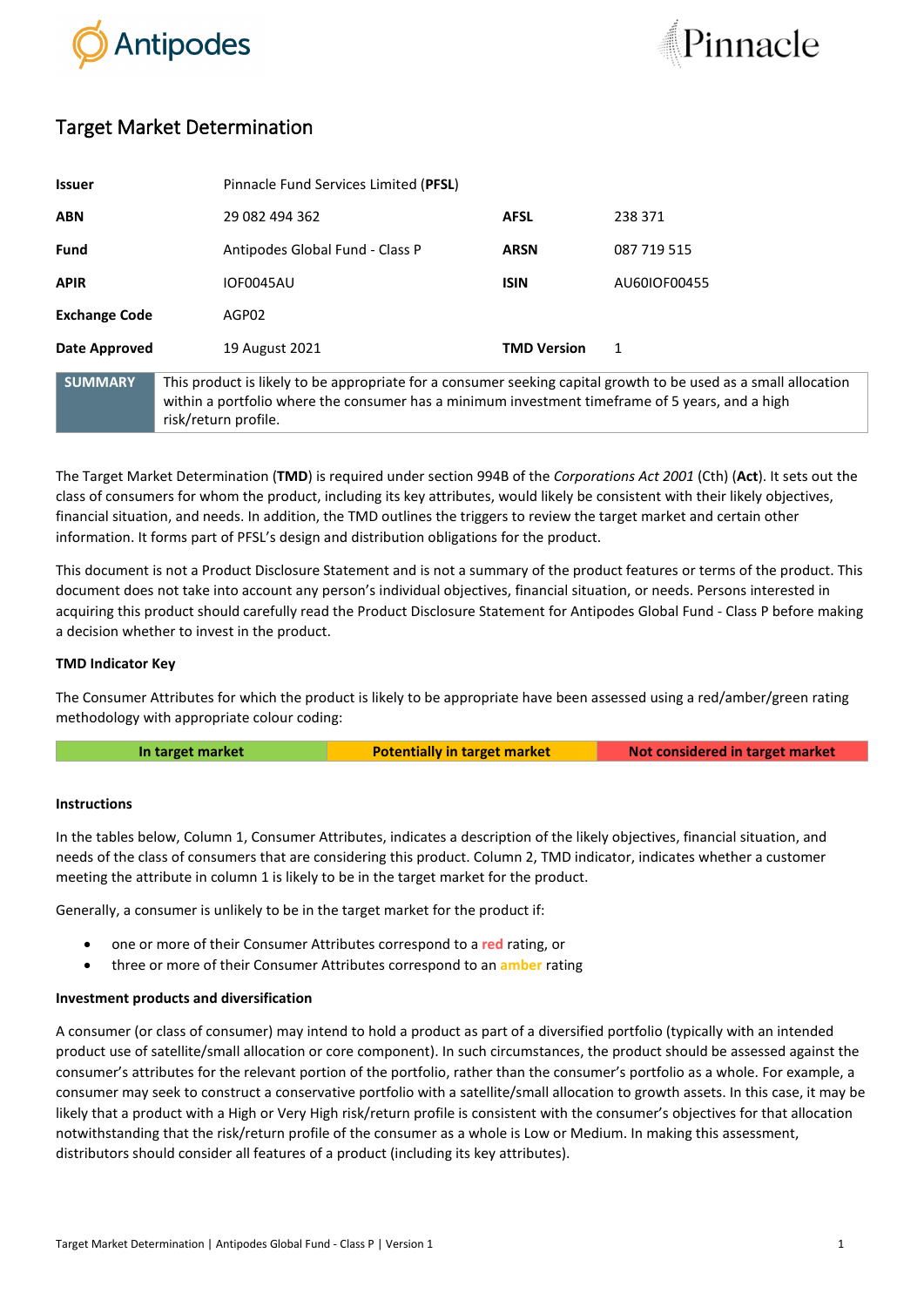# Target Market Determination

| | | | |
|---|---|---|---|
| **Issuer** | Pinnacle Fund Services Limited (**PFSL**) | | |
| **ABN** | 29 082 494 362 | **AFSL** | 238 371 |
| **Fund** | Antipodes Global Fund - Class P | **ARSN** | 087 719 515 |
| **APIR** | IOF0045AU | **ISIN** | AU60IOF00455 |
| **Exchange Code** | AGP02 | | |
| **Date Approved** | 19 August 2021 | **TMD Version** | 1 |

| **SUMMARY** | This product is likely to be appropriate for a consumer seeking capital growth to be used as a small allocation within a portfolio where the consumer has a minimum investment timeframe of 5 years, and a high risk/return profile. |
|---|---|

The Target Market Determination (**TMD**) is required under section 994B of the *Corporations Act 2001* (Cth) (**Act**). It sets out the class of consumers for whom the product, including its key attributes, would likely be consistent with their likely objectives, financial situation, and needs. In addition, the TMD outlines the triggers to review the target market and certain other information. It forms part of PFSL's design and distribution obligations for the product.

This document is not a Product Disclosure Statement and is not a summary of the product features or terms of the product. This document does not take into account any person's individual objectives, financial situation, or needs. Persons interested in acquiring this product should carefully read the Product Disclosure Statement for Antipodes Global Fund - Class P before making a decision whether to invest in the product.

**TMD Indicator Key**

The Consumer Attributes for which the product is likely to be appropriate have been assessed using a red/amber/green rating methodology with appropriate colour coding:

| In target market | Potentially in target market | Not considered in target market |
|---|---|---|

**Instructions**

In the tables below, Column 1, Consumer Attributes, indicates a description of the likely objectives, financial situation, and needs of the class of consumers that are considering this product. Column 2, TMD indicator, indicates whether a customer meeting the attribute in column 1 is likely to be in the target market for the product.

Generally, a consumer is unlikely to be in the target market for the product if:

- one or more of their Consumer Attributes correspond to a **red** rating, or
- three or more of their Consumer Attributes correspond to an amber rating

**Investment products and diversification**

A consumer (or class of consumer) may intend to hold a product as part of a diversified portfolio (typically with an intended product use of satellite/small allocation or core component). In such circumstances, the product should be assessed against the consumer's attributes for the relevant portion of the portfolio, rather than the consumer's portfolio as a whole. For example, a consumer may seek to construct a conservative portfolio with a satellite/small allocation to growth assets. In this case, it may be likely that a product with a High or Very High risk/return profile is consistent with the consumer's objectives for that allocation notwithstanding that the risk/return profile of the consumer as a whole is Low or Medium. In making this assessment, distributors should consider all features of a product (including its key attributes).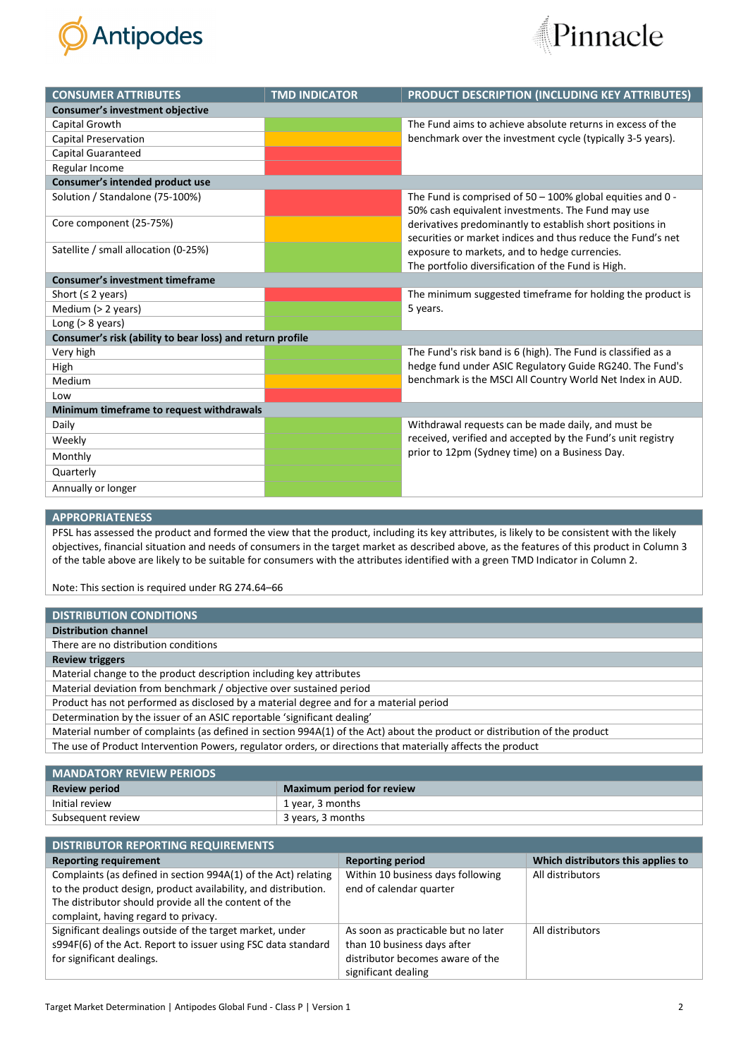| CONSUMER ATTRIBUTES | TMD INDICATOR | PRODUCT DESCRIPTION (INCLUDING KEY ATTRIBUTES) |
|---|---|---|
| **Consumer's investment objective** | | |
| Capital Growth | | The Fund aims to achieve absolute returns in excess of the benchmark over the investment cycle (typically 3-5 years). |
| Capital Preservation | | |
| Capital Guaranteed | | |
| Regular Income | | |
| **Consumer's intended product use** | | |
| Solution / Standalone (75-100%) | | The Fund is comprised of 50 – 100% global equities and 0 - 50% cash equivalent investments. The Fund may use derivatives predominantly to establish short positions in securities or market indices and thus reduce the Fund's net exposure to markets, and to hedge currencies. The portfolio diversification of the Fund is High. |
| Core component (25-75%) | | |
| Satellite / small allocation (0-25%) | | |
| **Consumer's investment timeframe** | | |
| Short (≤ 2 years) | | The minimum suggested timeframe for holding the product is 5 years. |
| Medium (> 2 years) | | |
| Long (> 8 years) | | |
| **Consumer's risk (ability to bear loss) and return profile** | | |
| Very high | | The Fund's risk band is 6 (high). The Fund is classified as a hedge fund under ASIC Regulatory Guide RG240. The Fund's benchmark is the MSCI All Country World Net Index in AUD. |
| High | | |
| Medium | | |
| Low | | |
| **Minimum timeframe to request withdrawals** | | |
| Daily | | Withdrawal requests can be made daily, and must be received, verified and accepted by the Fund's unit registry prior to 12pm (Sydney time) on a Business Day. |
| Weekly | | |
| Monthly | | |
| Quarterly | | |
| Annually or longer | | |

## APPROPRIATENESS

PFSL has assessed the product and formed the view that the product, including its key attributes, is likely to be consistent with the likely objectives, financial situation and needs of consumers in the target market as described above, as the features of this product in Column 3 of the table above are likely to be suitable for consumers with the attributes identified with a green TMD Indicator in Column 2.

Note: This section is required under RG 274.64–66

## DISTRIBUTION CONDITIONS

| Distribution channel |
|---|
| There are no distribution conditions |
| **Review triggers** |
| Material change to the product description including key attributes |
| Material deviation from benchmark / objective over sustained period |
| Product has not performed as disclosed by a material degree and for a material period |
| Determination by the issuer of an ASIC reportable 'significant dealing' |
| Material number of complaints (as defined in section 994A(1) of the Act) about the product or distribution of the product |
| The use of Product Intervention Powers, regulator orders, or directions that materially affects the product |

## MANDATORY REVIEW PERIODS

| Review period | Maximum period for review |
|---|---|
| Initial review | 1 year, 3 months |
| Subsequent review | 3 years, 3 months |

## DISTRIBUTOR REPORTING REQUIREMENTS

| Reporting requirement | Reporting period | Which distributors this applies to |
|---|---|---|
| Complaints (as defined in section 994A(1) of the Act) relating to the product design, product availability, and distribution. The distributor should provide all the content of the complaint, having regard to privacy. | Within 10 business days following end of calendar quarter | All distributors |
| Significant dealings outside of the target market, under s994F(6) of the Act. Report to issuer using FSC data standard for significant dealings. | As soon as practicable but no later than 10 business days after distributor becomes aware of the significant dealing | All distributors |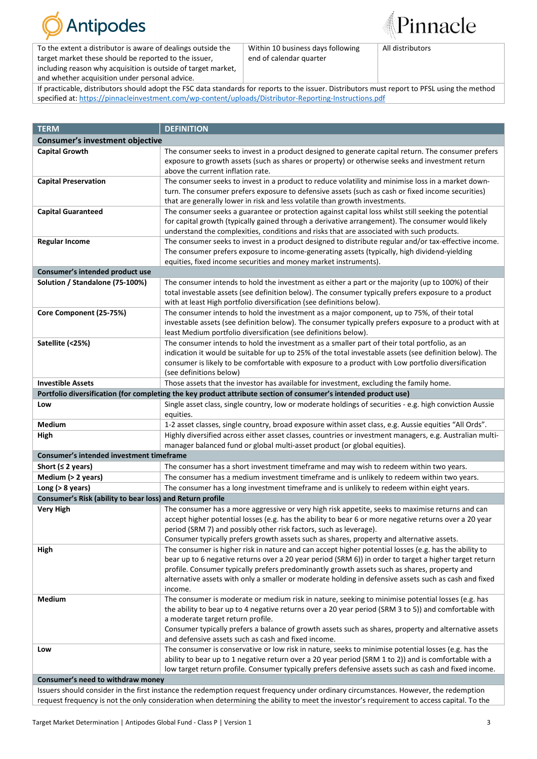| To the extent a distributor is aware of dealings outside the target market these should be reported to the issuer, including reason why acquisition is outside of target market, and whether acquisition under personal advice. | Within 10 business days following end of calendar quarter | All distributors |
|---|---|---|
| If practicable, distributors should adopt the FSC data standards for reports to the issuer. Distributors must report to PFSL using the method specified at: https://pinnacleinvestment.com/wp-content/uploads/Distributor-Reporting-Instructions.pdf | | |

| TERM | DEFINITION |
|---|---|
| **Consumer's investment objective** | |
| **Capital Growth** | The consumer seeks to invest in a product designed to generate capital return. The consumer prefers exposure to growth assets (such as shares or property) or otherwise seeks and investment return above the current inflation rate. |
| **Capital Preservation** | The consumer seeks to invest in a product to reduce volatility and minimise loss in a market down-turn. The consumer prefers exposure to defensive assets (such as cash or fixed income securities) that are generally lower in risk and less volatile than growth investments. |
| **Capital Guaranteed** | The consumer seeks a guarantee or protection against capital loss whilst still seeking the potential for capital growth (typically gained through a derivative arrangement). The consumer would likely understand the complexities, conditions and risks that are associated with such products. |
| **Regular Income** | The consumer seeks to invest in a product designed to distribute regular and/or tax-effective income. The consumer prefers exposure to income-generating assets (typically, high dividend-yielding equities, fixed income securities and money market instruments). |
| **Consumer's intended product use** | |
| **Solution / Standalone (75-100%)** | The consumer intends to hold the investment as either a part or the majority (up to 100%) of their total investable assets (see definition below). The consumer typically prefers exposure to a product with at least High portfolio diversification (see definition below). |
| **Core Component (25-75%)** | The consumer intends to hold the investment as a major component, up to 75%, of their total investable assets (see definition below). The consumer typically prefers exposure to a product with at least Medium portfolio diversification (see definitions below). |
| **Satellite (<25%)** | The consumer intends to hold the investment as a smaller part of their total portfolio, as an indication it would be suitable for up to 25% of the total investable assets (see definition below). The consumer is likely to be comfortable with exposure to a product with Low portfolio diversification (see definitions below) |
| **Investible Assets** | Those assets that the investor has available for investment, excluding the family home. |
| **Portfolio diversification (for completing the key product attribute section of consumer's intended product use)** | |
| **Low** | Single asset class, single country, low or moderate holdings of securities - e.g. high conviction Aussie equities. |
| **Medium** | 1-2 asset classes, single country, broad exposure within asset class, e.g. Aussie equities "All Ords". |
| **High** | Highly diversified across either asset classes, countries or investment managers, e.g. Australian multi-manager balanced fund or global multi-asset product (or global equities). |
| **Consumer's intended investment timeframe** | |
| **Short (≤ 2 years)** | The consumer has a short investment timeframe and may wish to redeem within two years. |
| **Medium (> 2 years)** | The consumer has a medium investment timeframe and is unlikely to redeem within two years. |
| **Long (> 8 years)** | The consumer has a long investment timeframe and is unlikely to redeem within eight years. |
| **Consumer's Risk (ability to bear loss) and Return profile** | |
| **Very High** | The consumer has a more aggressive or very high risk appetite, seeks to maximise returns and can accept higher potential losses (e.g. has the ability to bear 6 or more negative returns over a 20 year period (SRM 7) and possibly other risk factors, such as leverage).<br>Consumer typically prefers growth assets such as shares, property and alternative assets. |
| **High** | The consumer is higher risk in nature and can accept higher potential losses (e.g. has the ability to bear up to 6 negative returns over a 20 year period (SRM 6)) in order to target a higher target return profile. Consumer typically prefers predominantly growth assets such as shares, property and alternative assets with only a smaller or moderate holding in defensive assets such as cash and fixed income. |
| **Medium** | The consumer is moderate or medium risk in nature, seeking to minimise potential losses (e.g. has the ability to bear up to 4 negative returns over a 20 year period (SRM 3 to 5)) and comfortable with a moderate target return profile.<br>Consumer typically prefers a balance of growth assets such as shares, property and alternative assets and defensive assets such as cash and fixed income. |
| **Low** | The consumer is conservative or low risk in nature, seeks to minimise potential losses (e.g. has the ability to bear up to 1 negative return over a 20 year period (SRM 1 to 2)) and is comfortable with a low target return profile. Consumer typically prefers defensive assets such as cash and fixed income. |
| **Consumer's need to withdraw money** | |
| Issuers should consider in the first instance the redemption request frequency under ordinary circumstances. However, the redemption request frequency is not the only consideration when determining the ability to meet the investor's requirement to access capital. To the | |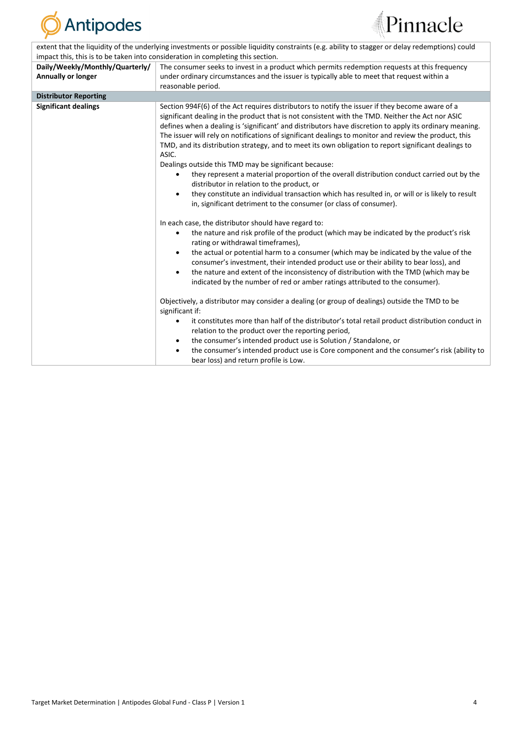| | |
|---|---|
| extent that the liquidity of the underlying investments or possible liquidity constraints (e.g. ability to stagger or delay redemptions) could impact this, this is to be taken into consideration in completing this section. | |
| **Daily/Weekly/Monthly/Quarterly/ Annually or longer** | The consumer seeks to invest in a product which permits redemption requests at this frequency under ordinary circumstances and the issuer is typically able to meet that request within a reasonable period. |
| **Distributor Reporting** | |
| **Significant dealings** | Section 994F(6) of the Act requires distributors to notify the issuer if they become aware of a significant dealing in the product that is not consistent with the TMD. Neither the Act nor ASIC defines when a dealing is 'significant' and distributors have discretion to apply its ordinary meaning. The issuer will rely on notifications of significant dealings to monitor and review the product, this TMD, and its distribution strategy, and to meet its own obligation to report significant dealings to ASIC.<br>Dealings outside this TMD may be significant because:<br>• they represent a material proportion of the overall distribution conduct carried out by the distributor in relation to the product, or<br>• they constitute an individual transaction which has resulted in, or will or is likely to result in, significant detriment to the consumer (or class of consumer).<br><br>In each case, the distributor should have regard to:<br>• the nature and risk profile of the product (which may be indicated by the product's risk rating or withdrawal timeframes),<br>• the actual or potential harm to a consumer (which may be indicated by the value of the consumer's investment, their intended product use or their ability to bear loss), and<br>• the nature and extent of the inconsistency of distribution with the TMD (which may be indicated by the number of red or amber ratings attributed to the consumer).<br><br>Objectively, a distributor may consider a dealing (or group of dealings) outside the TMD to be significant if:<br>• it constitutes more than half of the distributor's total retail product distribution conduct in relation to the product over the reporting period,<br>• the consumer's intended product use is Solution / Standalone, or<br>• the consumer's intended product use is Core component and the consumer's risk (ability to bear loss) and return profile is Low. |

Target Market Determination | Antipodes Global Fund - Class P | Version 1